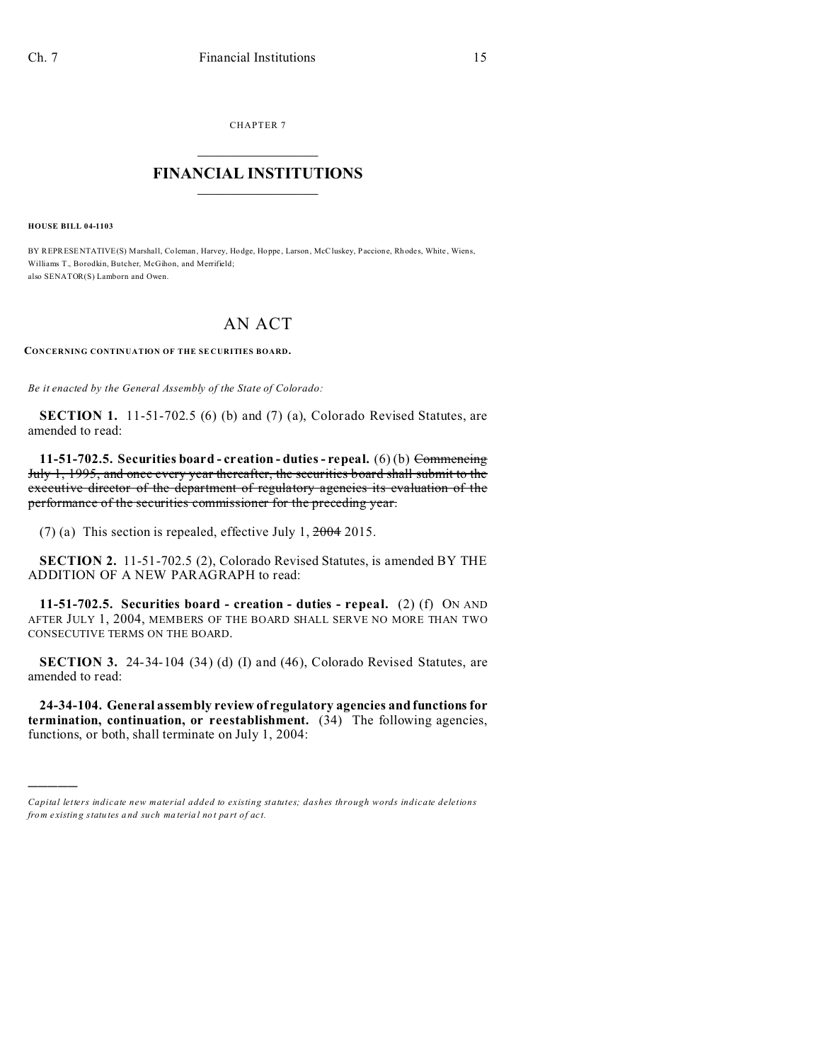CHAPTER 7

# FINANCIAL INSTITUTIONS

**HOUSE BILL 04-1103**

BY REPRESENTATIVE(S) Marshall, Coleman, Harvey, Hodge, Hoppe, Larson, McCluskey, Paccione, Rhodes, White, Wiens, Williams T., Borodkin, Butcher, McGihon, and Merrifield;
also SENATOR(S) Lamborn and Owen.

# AN ACT

**CONCERNING CONTINUATION OF THE SECURITIES BOARD.**

*Be it enacted by the General Assembly of the State of Colorado:*

**SECTION 1.** 11-51-702.5 (6) (b) and (7) (a), Colorado Revised Statutes, are amended to read:

**11-51-702.5. Securities board - creation - duties - repeal.** (6) (b) ~~Commencing July 1, 1995, and once every year thereafter, the securities board shall submit to the executive director of the department of regulatory agencies its evaluation of the performance of the securities commissioner for the preceding year.~~

(7) (a) This section is repealed, effective July 1, ~~2004~~ 2015.

**SECTION 2.** 11-51-702.5 (2), Colorado Revised Statutes, is amended BY THE ADDITION OF A NEW PARAGRAPH to read:

**11-51-702.5. Securities board - creation - duties - repeal.** (2) (f) ON AND AFTER JULY 1, 2004, MEMBERS OF THE BOARD SHALL SERVE NO MORE THAN TWO CONSECUTIVE TERMS ON THE BOARD.

**SECTION 3.** 24-34-104 (34) (d) (I) and (46), Colorado Revised Statutes, are amended to read:

**24-34-104. General assembly review of regulatory agencies and functions for termination, continuation, or reestablishment.** (34) The following agencies, functions, or both, shall terminate on July 1, 2004:

---

*Capital letters indicate new material added to existing statutes; dashes through words indicate deletions from existing statutes and such material not part of act.*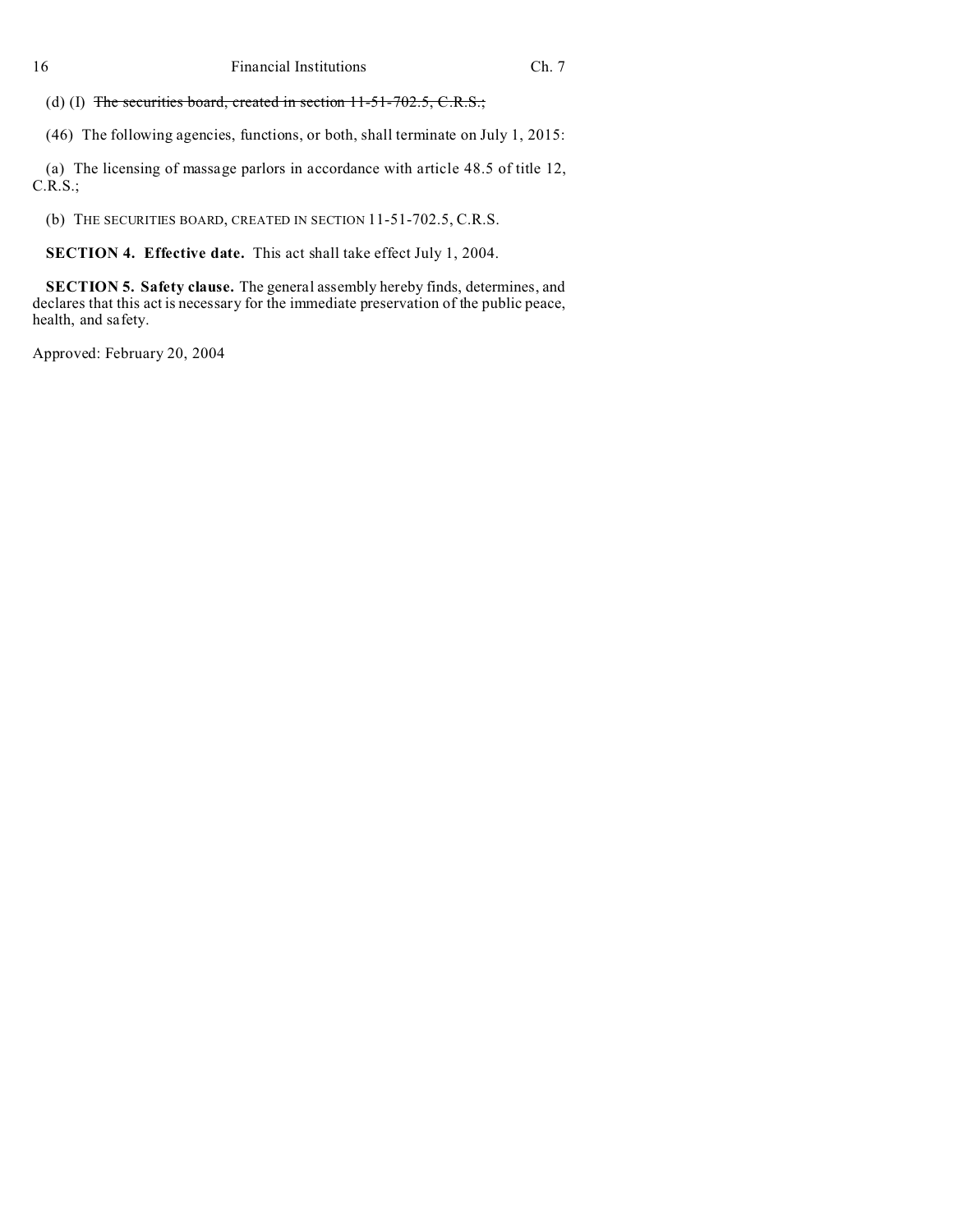(d) (I) ~~The securities board, created in section 11-51-702.5, C.R.S.;~~

(46) The following agencies, functions, or both, shall terminate on July 1, 2015:

(a) The licensing of massage parlors in accordance with article 48.5 of title 12, C.R.S.;

(b) THE SECURITIES BOARD, CREATED IN SECTION 11-51-702.5, C.R.S.

**SECTION 4. Effective date.** This act shall take effect July 1, 2004.

**SECTION 5. Safety clause.** The general assembly hereby finds, determines, and declares that this act is necessary for the immediate preservation of the public peace, health, and safety.

Approved: February 20, 2004